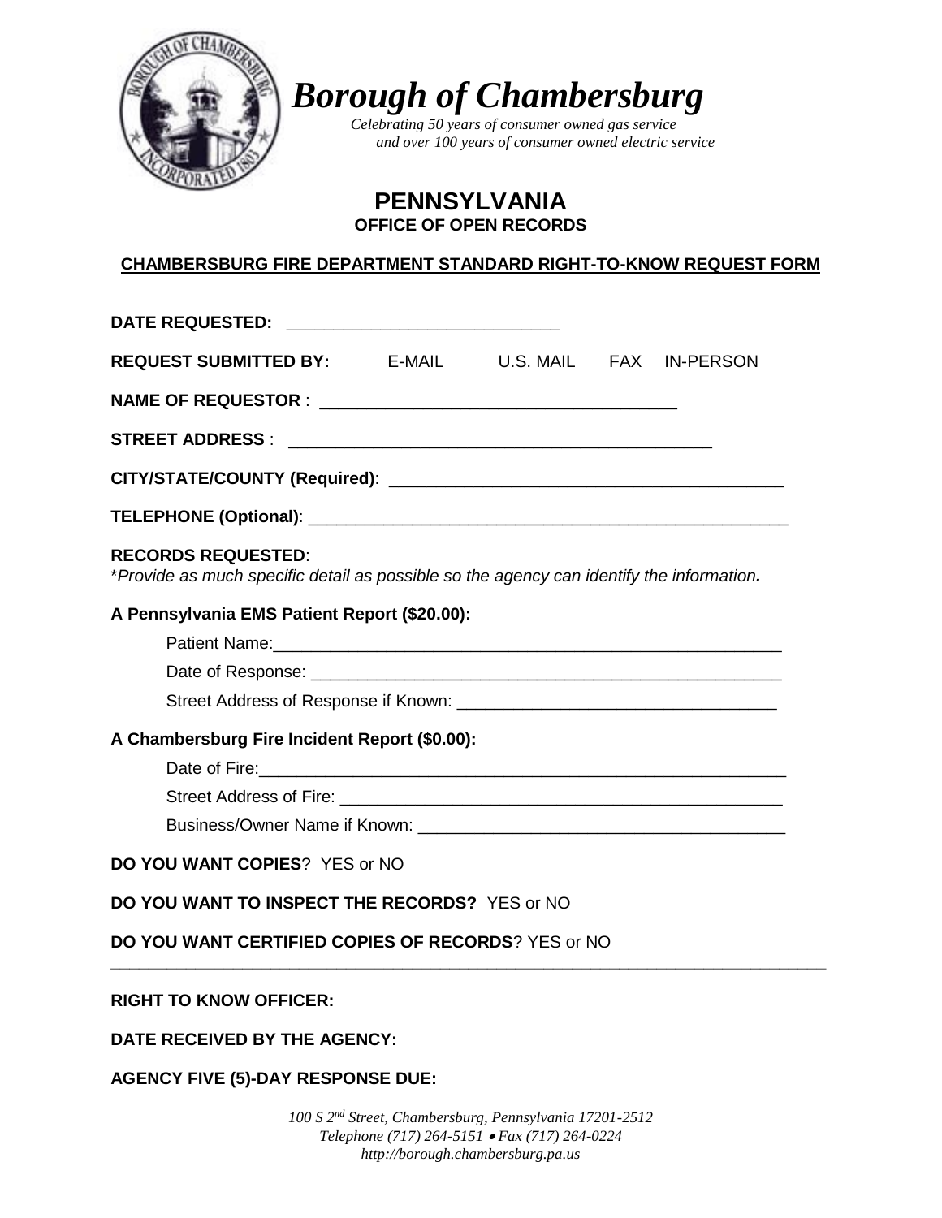# *Borough of Chambersburg*

*Celebrating 50 years of consumer owned gas service and over 100 years of consumer owned electric service*

## PENNSYLVANIA
### OFFICE OF OPEN RECORDS

**CHAMBERSBURG FIRE DEPARTMENT STANDARD RIGHT-TO-KNOW REQUEST FORM**

**DATE REQUESTED:** ______________________________

**REQUEST SUBMITTED BY:** E-MAIL U.S. MAIL FAX IN-PERSON

**NAME OF REQUESTOR** : ______________________________________

**STREET ADDRESS** : ______________________________________________

**CITY/STATE/COUNTY (Required)**: __________________________________________

**TELEPHONE (Optional)**: ____________________________________________________

**RECORDS REQUESTED**:
\**Provide as much specific detail as possible so the agency can identify the information.*

**A Pennsylvania EMS Patient Report ($20.00):**

Patient Name:_______________________________________________________

Date of Response: ____________________________________________________

Street Address of Response if Known: __________________________________

**A Chambersburg Fire Incident Report ($0.00):**

Date of Fire:_________________________________________________________

Street Address of Fire: ________________________________________________

Business/Owner Name if Known: _______________________________________

**DO YOU WANT COPIES**? YES or NO

**DO YOU WANT TO INSPECT THE RECORDS?** YES or NO

**DO YOU WANT CERTIFIED COPIES OF RECORDS**? YES or NO

---

**RIGHT TO KNOW OFFICER:**

**DATE RECEIVED BY THE AGENCY:**

**AGENCY FIVE (5)-DAY RESPONSE DUE:**

*100 S 2nd Street, Chambersburg, Pennsylvania 17201-2512*
*Telephone (717) 264-5151 • Fax (717) 264-0224*
*http://borough.chambersburg.pa.us*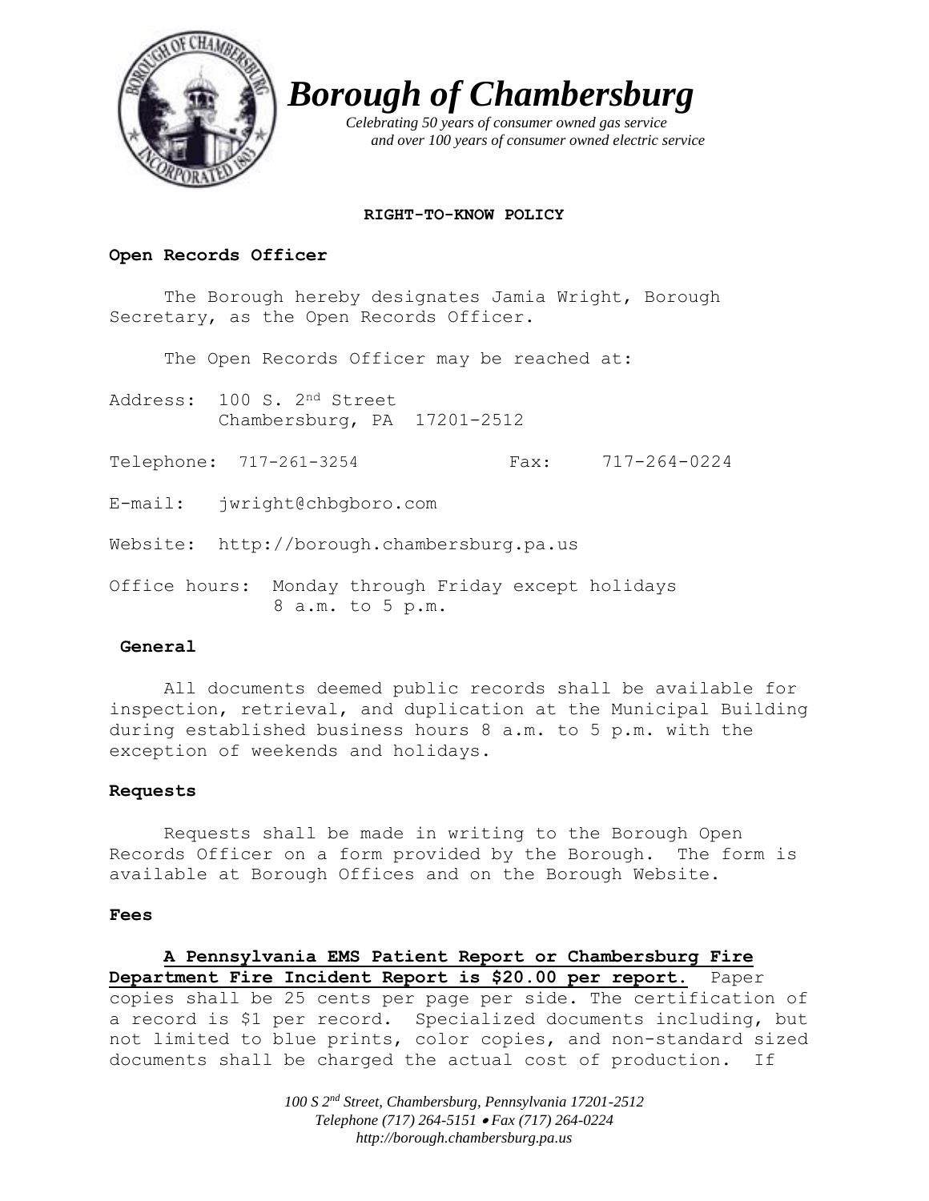# Borough of Chambersburg

*Celebrating 50 years of consumer owned gas service and over 100 years of consumer owned electric service*

**RIGHT-TO-KNOW POLICY**

## Open Records Officer

The Borough hereby designates Jamia Wright, Borough Secretary, as the Open Records Officer.

The Open Records Officer may be reached at:

Address: 100 S. 2nd Street
Chambersburg, PA 17201-2512

Telephone: 717-261-3254 Fax: 717-264-0224

E-mail: jwright@chbgboro.com

Website: http://borough.chambersburg.pa.us

Office hours: Monday through Friday except holidays
8 a.m. to 5 p.m.

## General

All documents deemed public records shall be available for inspection, retrieval, and duplication at the Municipal Building during established business hours 8 a.m. to 5 p.m. with the exception of weekends and holidays.

## Requests

Requests shall be made in writing to the Borough Open Records Officer on a form provided by the Borough. The form is available at Borough Offices and on the Borough Website.

## Fees

**A Pennsylvania EMS Patient Report or Chambersburg Fire Department Fire Incident Report is $20.00 per report.** Paper copies shall be 25 cents per page per side. The certification of a record is $1 per record. Specialized documents including, but not limited to blue prints, color copies, and non-standard sized documents shall be charged the actual cost of production. If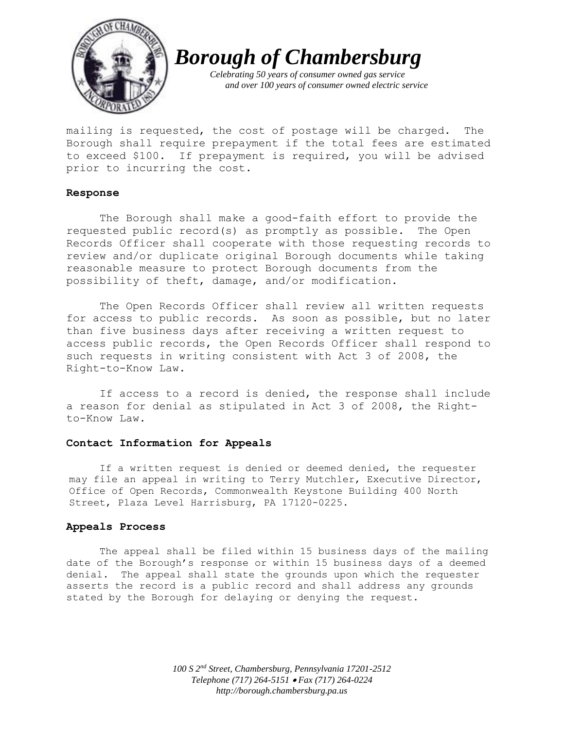mailing is requested, the cost of postage will be charged. The Borough shall require prepayment if the total fees are estimated to exceed $100. If prepayment is required, you will be advised prior to incurring the cost.

**Response**

The Borough shall make a good-faith effort to provide the requested public record(s) as promptly as possible. The Open Records Officer shall cooperate with those requesting records to review and/or duplicate original Borough documents while taking reasonable measure to protect Borough documents from the possibility of theft, damage, and/or modification.

The Open Records Officer shall review all written requests for access to public records. As soon as possible, but no later than five business days after receiving a written request to access public records, the Open Records Officer shall respond to such requests in writing consistent with Act 3 of 2008, the Right-to-Know Law.

If access to a record is denied, the response shall include a reason for denial as stipulated in Act 3 of 2008, the Right-to-Know Law.

**Contact Information for Appeals**

If a written request is denied or deemed denied, the requester may file an appeal in writing to Terry Mutchler, Executive Director, Office of Open Records, Commonwealth Keystone Building 400 North Street, Plaza Level Harrisburg, PA 17120-0225.

**Appeals Process**

The appeal shall be filed within 15 business days of the mailing date of the Borough's response or within 15 business days of a deemed denial. The appeal shall state the grounds upon which the requester asserts the record is a public record and shall address any grounds stated by the Borough for delaying or denying the request.